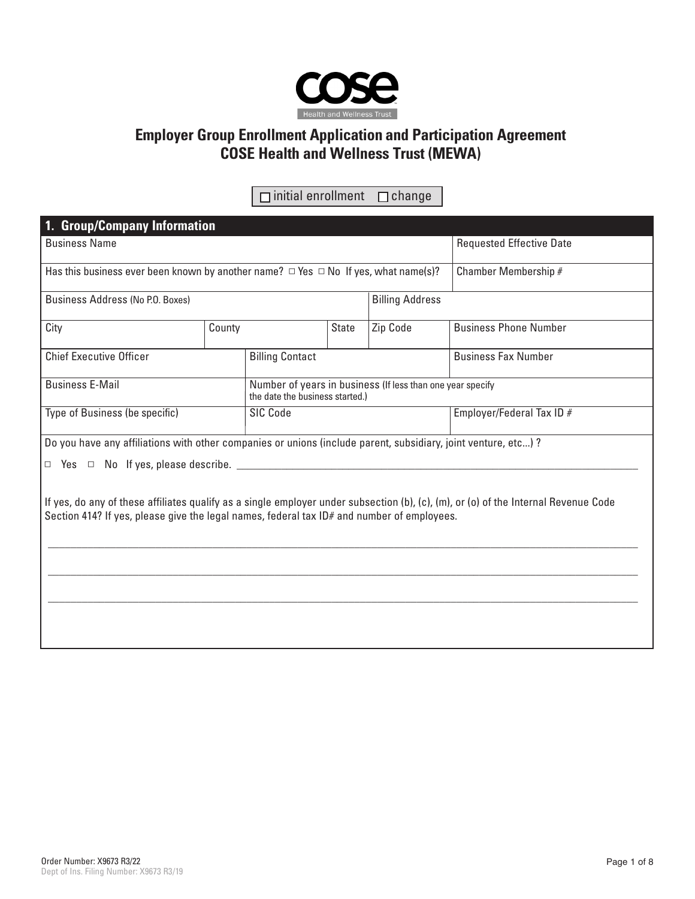# Employer Group Enrollment Application and Participation Agreement
# COSE Health and Wellness Trust (MEWA)

☐ initial enrollment ☐ change

## 1. Group/Company Information

| Business Name | | | | Requested Effective Date |
|---|---|---|---|---|
| Has this business ever been known by another name? ☐ Yes ☐ No If yes, what name(s)? | | | | Chamber Membership # |
| Business Address (No P.O. Boxes) | | | Billing Address | |
| City | County | State | Zip Code | Business Phone Number |
| Chief Executive Officer | Billing Contact | | | Business Fax Number |
| Business E-Mail | Number of years in business (If less than one year specify the date the business started.) | | | |
| Type of Business (be specific) | SIC Code | | | Employer/Federal Tax ID # |

Do you have any affiliations with other companies or unions (include parent, subsidiary, joint venture, etc...) ?

☐ Yes ☐ No If yes, please describe. ____________________

If yes, do any of these affiliates qualify as a single employer under subsection (b), (c), (m), or (o) of the Internal Revenue Code Section 414? If yes, please give the legal names, federal tax ID# and number of employees.

____________________

____________________

____________________

Order Number: X9673 R3/22
Dept of Ins. Filing Number: X9673 R3/19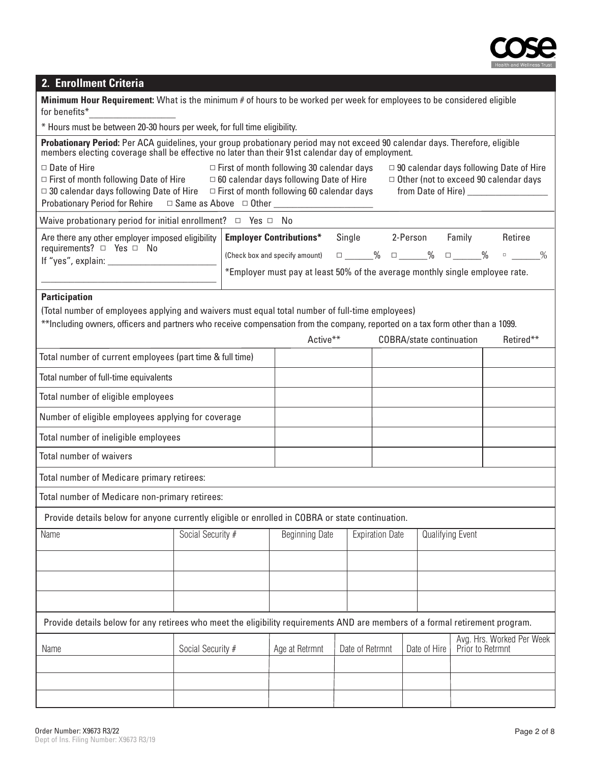## 2. Enrollment Criteria

**Minimum Hour Requirement:** What is the minimum # of hours to be worked per week for employees to be considered eligible for benefits*__________________

\* Hours must be between 20-30 hours per week, for full time eligibility.

**Probationary Period:** Per ACA guidelines, your group probationary period may not exceed 90 calendar days. Therefore, eligible members electing coverage shall be effective no later than their 91st calendar day of employment.

- ☐ Date of Hire
- ☐ First of month following Date of Hire
- ☐ 30 calendar days following Date of Hire
- ☐ First of month following 30 calendar days
- ☐ 60 calendar days following Date of Hire
- ☐ First of month following 60 calendar days
- ☐ 90 calendar days following Date of Hire
- ☐ Other (not to exceed 90 calendar days from Date of Hire) ________________

Probationary Period for Rehire ☐ Same as Above ☐ Other ____________________

Waive probationary period for initial enrollment? ☐ Yes ☐ No

Are there any other employer imposed eligibility requirements? ☐ Yes ☐ No
If "yes", explain: ______________________

**Employer Contributions*** (Check box and specify amount)

| Single | 2-Person | Family | Retiree |
|---|---|---|---|
| ☐ ______% | ☐ ______% | ☐ ______% | ☐ ______% |

\*Employer must pay at least 50% of the average monthly single employee rate.

**Participation**

(Total number of employees applying and waivers must equal total number of full-time employees)

\*\*Including owners, officers and partners who receive compensation from the company, reported on a tax form other than a 1099.

| | Active** | COBRA/state continuation | Retired** |
|---|---|---|---|
| Total number of current employees (part time & full time) | | | |
| Total number of full-time equivalents | | | |
| Total number of eligible employees | | | |
| Number of eligible employees applying for coverage | | | |
| Total number of ineligible employees | | | |
| Total number of waivers | | | |

Total number of Medicare primary retirees:

Total number of Medicare non-primary retirees:

Provide details below for anyone currently eligible or enrolled in COBRA or state continuation.

| Name | Social Security # | Beginning Date | Expiration Date | Qualifying Event |
|---|---|---|---|---|
| | | | | |
| | | | | |
| | | | | |

Provide details below for any retirees who meet the eligibility requirements AND are members of a formal retirement program.

| Name | Social Security # | Age at Retrmnt | Date of Retrmnt | Date of Hire | Avg. Hrs. Worked Per Week Prior to Retrmnt |
|---|---|---|---|---|---|
| | | | | | |
| | | | | | |
| | | | | | |

Order Number: X9673 R3/22
Dept of Ins. Filing Number: X9673 R3/19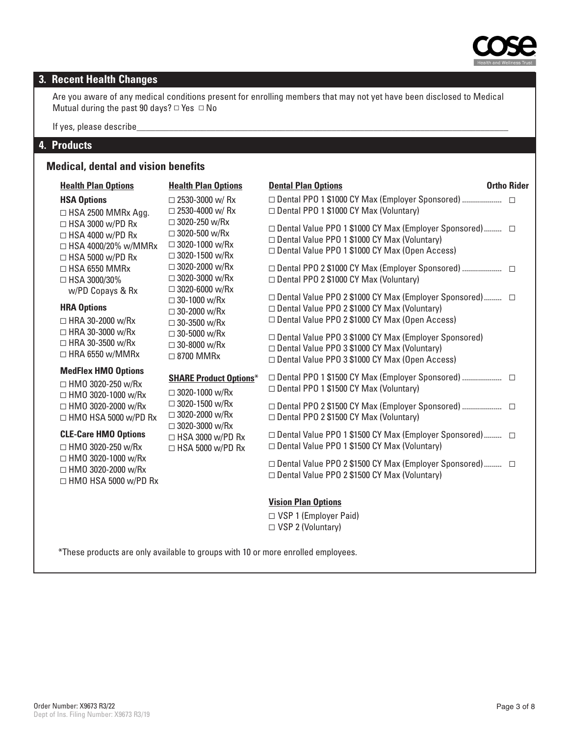## 3. Recent Health Changes

Are you aware of any medical conditions present for enrolling members that may not yet have been disclosed to Medical Mutual during the past 90 days? ☐ Yes ☐ No

If yes, please describe\_\_\_\_\_\_\_\_\_\_\_\_\_\_\_\_\_\_\_\_\_\_\_\_\_\_\_\_\_\_\_\_\_\_\_\_\_\_\_\_\_\_\_\_\_\_\_\_\_\_\_\_\_\_\_\_\_\_\_\_

## 4. Products

### Medical, dental and vision benefits

**Health Plan Options**

**HSA Options**

- ☐ HSA 2500 MMRx Agg.
- ☐ HSA 3000 w/PD Rx
- ☐ HSA 4000 w/PD Rx
- ☐ HSA 4000/20% w/MMRx
- ☐ HSA 5000 w/PD Rx
- ☐ HSA 6550 MMRx
- ☐ HSA 3000/30% w/PD Copays & Rx

**HRA Options**

- ☐ HRA 30-2000 w/Rx
- ☐ HRA 30-3000 w/Rx
- ☐ HRA 30-3500 w/Rx
- ☐ HRA 6550 w/MMRx

**MedFlex HMO Options**

- ☐ HMO 3020-250 w/Rx
- ☐ HMO 3020-1000 w/Rx
- ☐ HMO 3020-2000 w/Rx
- ☐ HMO HSA 5000 w/PD Rx

**CLE-Care HMO Options**

- ☐ HMO 3020-250 w/Rx
- ☐ HMO 3020-1000 w/Rx
- ☐ HMO 3020-2000 w/Rx
- ☐ HMO HSA 5000 w/PD Rx

**Health Plan Options**

- ☐ 2530-3000 w/ Rx
- ☐ 2530-4000 w/ Rx
- ☐ 3020-250 w/Rx
- ☐ 3020-500 w/Rx
- ☐ 3020-1000 w/Rx
- ☐ 3020-1500 w/Rx
- ☐ 3020-2000 w/Rx
- ☐ 3020-3000 w/Rx
- ☐ 3020-6000 w/Rx
- ☐ 30-1000 w/Rx
- ☐ 30-2000 w/Rx
- ☐ 30-3500 w/Rx
- ☐ 30-5000 w/Rx
- ☐ 30-8000 w/Rx
- ☐ 8700 MMRx

**SHARE Product Options***

- ☐ 3020-1000 w/Rx
- ☐ 3020-1500 w/Rx
- ☐ 3020-2000 w/Rx
- ☐ 3020-3000 w/Rx
- ☐ HSA 3000 w/PD Rx
- ☐ HSA 5000 w/PD Rx

| Dental Plan Options | Ortho Rider |
|---|---|
| ☐ Dental PPO 1 $1000 CY Max (Employer Sponsored) .................... | ☐ |
| ☐ Dental PPO 1 $1000 CY Max (Voluntary) | |
| ☐ Dental Value PPO 1 $1000 CY Max (Employer Sponsored) ......... | ☐ |
| ☐ Dental Value PPO 1 $1000 CY Max (Voluntary) | |
| ☐ Dental Value PPO 1 $1000 CY Max (Open Access) | |
| ☐ Dental PPO 2 $1000 CY Max (Employer Sponsored) .................... | ☐ |
| ☐ Dental PPO 2 $1000 CY Max (Voluntary) | |
| ☐ Dental Value PPO 2 $1000 CY Max (Employer Sponsored) ......... | ☐ |
| ☐ Dental Value PPO 2 $1000 CY Max (Voluntary) | |
| ☐ Dental Value PPO 2 $1000 CY Max (Open Access) | |
| ☐ Dental Value PPO 3 $1000 CY Max (Employer Sponsored) | |
| ☐ Dental Value PPO 3 $1000 CY Max (Voluntary) | |
| ☐ Dental Value PPO 3 $1000 CY Max (Open Access) | |
| ☐ Dental PPO 1 $1500 CY Max (Employer Sponsored) .................... | ☐ |
| ☐ Dental PPO 1 $1500 CY Max (Voluntary) | |
| ☐ Dental PPO 2 $1500 CY Max (Employer Sponsored) .................... | ☐ |
| ☐ Dental PPO 2 $1500 CY Max (Voluntary) | |
| ☐ Dental Value PPO 1 $1500 CY Max (Employer Sponsored) ......... | ☐ |
| ☐ Dental Value PPO 1 $1500 CY Max (Voluntary) | |
| ☐ Dental Value PPO 2 $1500 CY Max (Employer Sponsored) ......... | ☐ |
| ☐ Dental Value PPO 2 $1500 CY Max (Voluntary) | |

**Vision Plan Options**

- ☐ VSP 1 (Employer Paid)
- ☐ VSP 2 (Voluntary)

*These products are only available to groups with 10 or more enrolled employees.

Order Number: X9673 R3/22
Dept of Ins. Filing Number: X9673 R3/19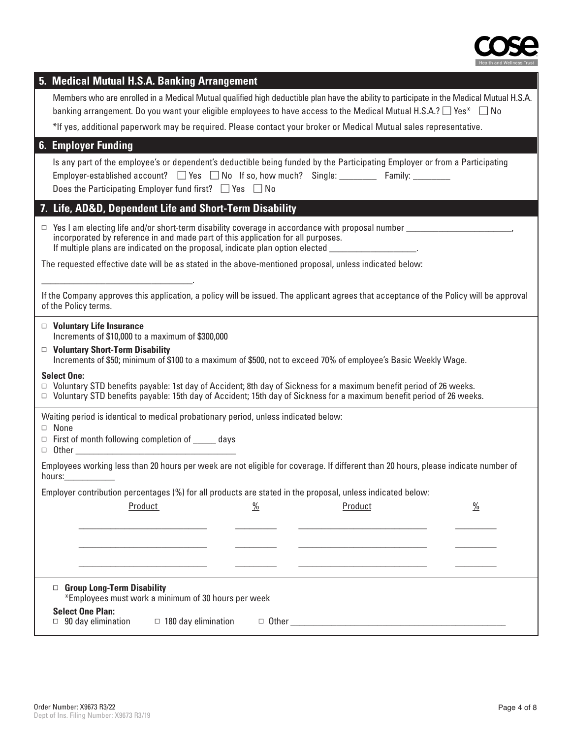## 5. Medical Mutual H.S.A. Banking Arrangement

Members who are enrolled in a Medical Mutual qualified high deductible plan have the ability to participate in the Medical Mutual H.S.A. banking arrangement. Do you want your eligible employees to have access to the Medical Mutual H.S.A.? ☐ Yes* ☐ No

*If yes, additional paperwork may be required. Please contact your broker or Medical Mutual sales representative.

## 6. Employer Funding

Is any part of the employee's or dependent's deductible being funded by the Participating Employer or from a Participating Employer-established account? ☐ Yes ☐ No If so, how much? Single: ________ Family: ________

Does the Participating Employer fund first? ☐ Yes ☐ No

## 7. Life, AD&D, Dependent Life and Short-Term Disability

☐ Yes I am electing life and/or short-term disability coverage in accordance with proposal number ________________________, incorporated by reference in and made part of this application for all purposes.
If multiple plans are indicated on the proposal, indicate plan option elected ___________________.

The requested effective date will be as stated in the above-mentioned proposal, unless indicated below:

__________________________________.

If the Company approves this application, a policy will be issued. The applicant agrees that acceptance of the Policy will be approval of the Policy terms.

☐ **Voluntary Life Insurance**
Increments of $10,000 to a maximum of $300,000

☐ **Voluntary Short-Term Disability**
Increments of $50; minimum of $100 to a maximum of $500, not to exceed 70% of employee's Basic Weekly Wage.

**Select One:**

☐ Voluntary STD benefits payable: 1st day of Accident; 8th day of Sickness for a maximum benefit period of 26 weeks.
☐ Voluntary STD benefits payable: 15th day of Accident; 15th day of Sickness for a maximum benefit period of 26 weeks.

Waiting period is identical to medical probationary period, unless indicated below:

☐ None
☐ First of month following completion of _____ days
☐ Other ____________________________________

Employees working less than 20 hours per week are not eligible for coverage. If different than 20 hours, please indicate number of hours:___________

Employer contribution percentages (%) for all products are stated in the proposal, unless indicated below:

| Product | % | Product | % |
|---|---|---|---|
| | | | |
| | | | |
| | | | |

☐ **Group Long-Term Disability**
*Employees must work a minimum of 30 hours per week

**Select One Plan:**

☐ 90 day elimination ☐ 180 day elimination ☐ Other __________________________________________________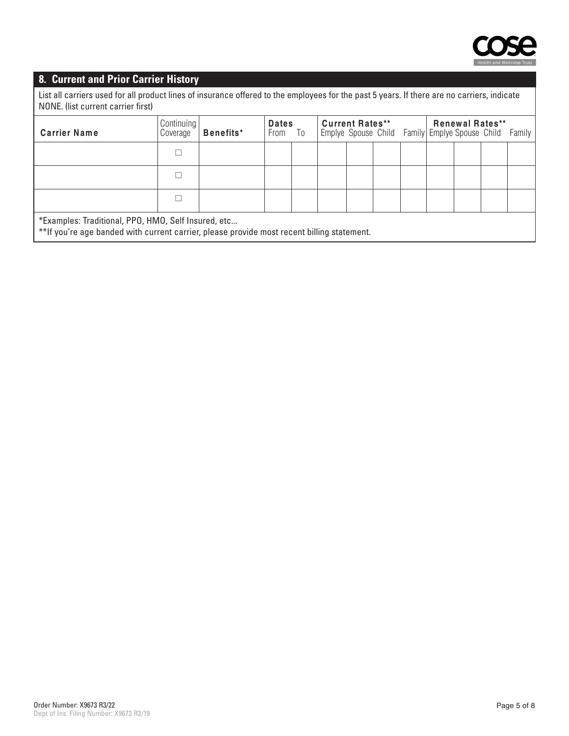## 8. Current and Prior Carrier History

List all carriers used for all product lines of insurance offered to the employees for the past 5 years. If there are no carriers, indicate NONE. (list current carrier first)

| Carrier Name | Continuing Coverage | Benefits* | Dates | | Current Rates** | | | | Renewal Rates** | | | |
|---|---|---|---|---|---|---|---|---|---|---|---|---|
| | | | From | To | Emplye | Spouse | Child | Family | Emplye | Spouse | Child | Family |
| | ☐ | | | | | | | | | | | |
| | ☐ | | | | | | | | | | | |
| | ☐ | | | | | | | | | | | |

*Examples: Traditional, PPO, HMO, Self Insured, etc...
**If you're age banded with current carrier, please provide most recent billing statement.

Order Number: X9673 R3/22
Dept of Ins. Filing Number: X9673 R3/19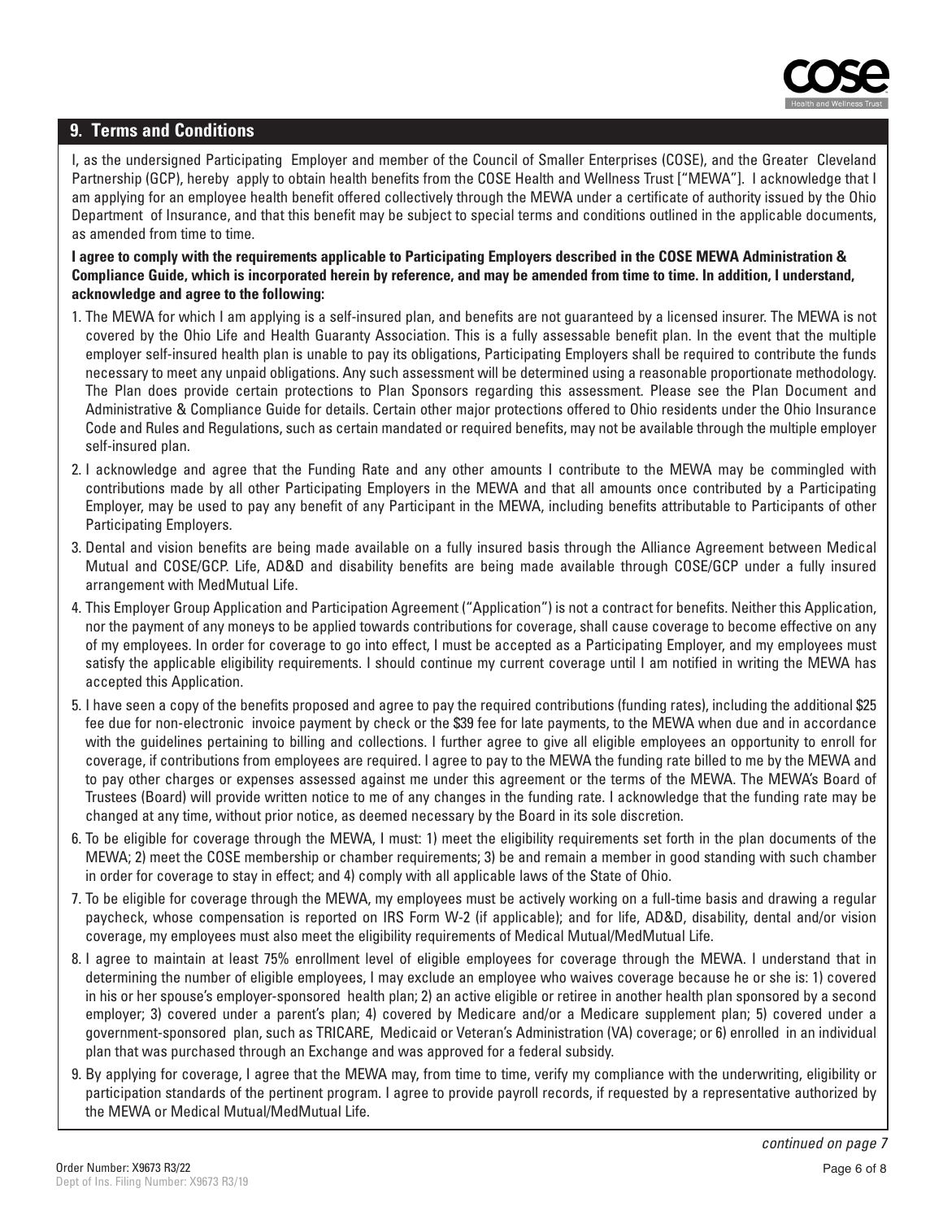## 9. Terms and Conditions

I, as the undersigned Participating Employer and member of the Council of Smaller Enterprises (COSE), and the Greater Cleveland Partnership (GCP), hereby apply to obtain health benefits from the COSE Health and Wellness Trust ["MEWA"]. I acknowledge that I am applying for an employee health benefit offered collectively through the MEWA under a certificate of authority issued by the Ohio Department of Insurance, and that this benefit may be subject to special terms and conditions outlined in the applicable documents, as amended from time to time.

**I agree to comply with the requirements applicable to Participating Employers described in the COSE MEWA Administration & Compliance Guide, which is incorporated herein by reference, and may be amended from time to time. In addition, I understand, acknowledge and agree to the following:**

1. The MEWA for which I am applying is a self-insured plan, and benefits are not guaranteed by a licensed insurer. The MEWA is not covered by the Ohio Life and Health Guaranty Association. This is a fully assessable benefit plan. In the event that the multiple employer self-insured health plan is unable to pay its obligations, Participating Employers shall be required to contribute the funds necessary to meet any unpaid obligations. Any such assessment will be determined using a reasonable proportionate methodology. The Plan does provide certain protections to Plan Sponsors regarding this assessment. Please see the Plan Document and Administrative & Compliance Guide for details. Certain other major protections offered to Ohio residents under the Ohio Insurance Code and Rules and Regulations, such as certain mandated or required benefits, may not be available through the multiple employer self-insured plan.
2. I acknowledge and agree that the Funding Rate and any other amounts I contribute to the MEWA may be commingled with contributions made by all other Participating Employers in the MEWA and that all amounts once contributed by a Participating Employer, may be used to pay any benefit of any Participant in the MEWA, including benefits attributable to Participants of other Participating Employers.
3. Dental and vision benefits are being made available on a fully insured basis through the Alliance Agreement between Medical Mutual and COSE/GCP. Life, AD&D and disability benefits are being made available through COSE/GCP under a fully insured arrangement with MedMutual Life.
4. This Employer Group Application and Participation Agreement ("Application") is not a contract for benefits. Neither this Application, nor the payment of any moneys to be applied towards contributions for coverage, shall cause coverage to become effective on any of my employees. In order for coverage to go into effect, I must be accepted as a Participating Employer, and my employees must satisfy the applicable eligibility requirements. I should continue my current coverage until I am notified in writing the MEWA has accepted this Application.
5. I have seen a copy of the benefits proposed and agree to pay the required contributions (funding rates), including the additional $25 fee due for non-electronic invoice payment by check or the $39 fee for late payments, to the MEWA when due and in accordance with the guidelines pertaining to billing and collections. I further agree to give all eligible employees an opportunity to enroll for coverage, if contributions from employees are required. I agree to pay to the MEWA the funding rate billed to me by the MEWA and to pay other charges or expenses assessed against me under this agreement or the terms of the MEWA. The MEWA's Board of Trustees (Board) will provide written notice to me of any changes in the funding rate. I acknowledge that the funding rate may be changed at any time, without prior notice, as deemed necessary by the Board in its sole discretion.
6. To be eligible for coverage through the MEWA, I must: 1) meet the eligibility requirements set forth in the plan documents of the MEWA; 2) meet the COSE membership or chamber requirements; 3) be and remain a member in good standing with such chamber in order for coverage to stay in effect; and 4) comply with all applicable laws of the State of Ohio.
7. To be eligible for coverage through the MEWA, my employees must be actively working on a full-time basis and drawing a regular paycheck, whose compensation is reported on IRS Form W-2 (if applicable); and for life, AD&D, disability, dental and/or vision coverage, my employees must also meet the eligibility requirements of Medical Mutual/MedMutual Life.
8. I agree to maintain at least 75% enrollment level of eligible employees for coverage through the MEWA. I understand that in determining the number of eligible employees, I may exclude an employee who waives coverage because he or she is: 1) covered in his or her spouse's employer-sponsored health plan; 2) an active eligible or retiree in another health plan sponsored by a second employer; 3) covered under a parent's plan; 4) covered by Medicare and/or a Medicare supplement plan; 5) covered under a government-sponsored plan, such as TRICARE, Medicaid or Veteran's Administration (VA) coverage; or 6) enrolled in an individual plan that was purchased through an Exchange and was approved for a federal subsidy.
9. By applying for coverage, I agree that the MEWA may, from time to time, verify my compliance with the underwriting, eligibility or participation standards of the pertinent program. I agree to provide payroll records, if requested by a representative authorized by the MEWA or Medical Mutual/MedMutual Life.

*continued on page 7*

Order Number: X9673 R3/22
Dept of Ins. Filing Number: X9673 R3/19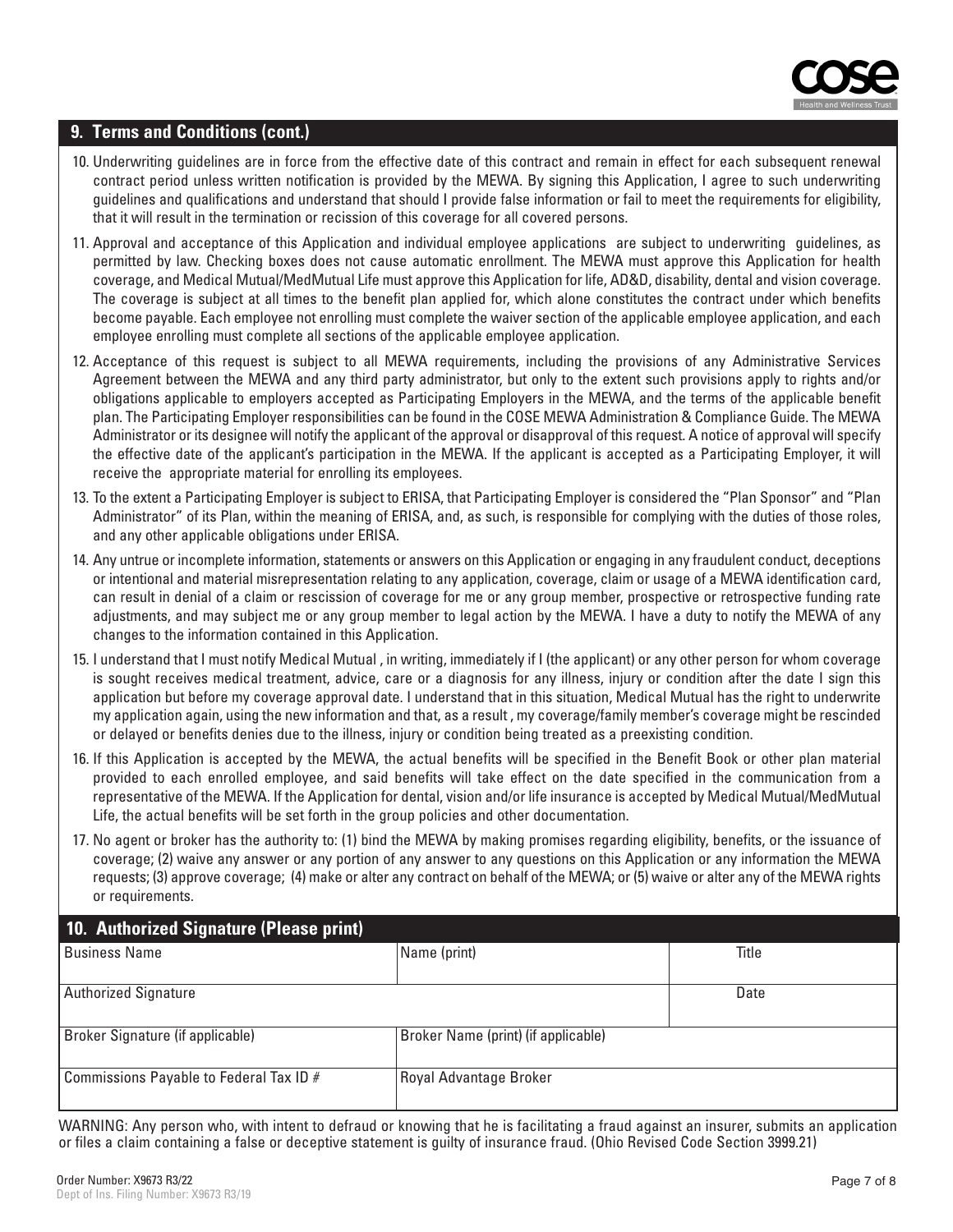## 9. Terms and Conditions (cont.)

10. Underwriting guidelines are in force from the effective date of this contract and remain in effect for each subsequent renewal contract period unless written notification is provided by the MEWA. By signing this Application, I agree to such underwriting guidelines and qualifications and understand that should I provide false information or fail to meet the requirements for eligibility, that it will result in the termination or recission of this coverage for all covered persons.
11. Approval and acceptance of this Application and individual employee applications are subject to underwriting guidelines, as permitted by law. Checking boxes does not cause automatic enrollment. The MEWA must approve this Application for health coverage, and Medical Mutual/MedMutual Life must approve this Application for life, AD&D, disability, dental and vision coverage. The coverage is subject at all times to the benefit plan applied for, which alone constitutes the contract under which benefits become payable. Each employee not enrolling must complete the waiver section of the applicable employee application, and each employee enrolling must complete all sections of the applicable employee application.
12. Acceptance of this request is subject to all MEWA requirements, including the provisions of any Administrative Services Agreement between the MEWA and any third party administrator, but only to the extent such provisions apply to rights and/or obligations applicable to employers accepted as Participating Employers in the MEWA, and the terms of the applicable benefit plan. The Participating Employer responsibilities can be found in the COSE MEWA Administration & Compliance Guide. The MEWA Administrator or its designee will notify the applicant of the approval or disapproval of this request. A notice of approval will specify the effective date of the applicant's participation in the MEWA. If the applicant is accepted as a Participating Employer, it will receive the appropriate material for enrolling its employees.
13. To the extent a Participating Employer is subject to ERISA, that Participating Employer is considered the "Plan Sponsor" and "Plan Administrator" of its Plan, within the meaning of ERISA, and, as such, is responsible for complying with the duties of those roles, and any other applicable obligations under ERISA.
14. Any untrue or incomplete information, statements or answers on this Application or engaging in any fraudulent conduct, deceptions or intentional and material misrepresentation relating to any application, coverage, claim or usage of a MEWA identification card, can result in denial of a claim or rescission of coverage for me or any group member, prospective or retrospective funding rate adjustments, and may subject me or any group member to legal action by the MEWA. I have a duty to notify the MEWA of any changes to the information contained in this Application.
15. I understand that I must notify Medical Mutual , in writing, immediately if I (the applicant) or any other person for whom coverage is sought receives medical treatment, advice, care or a diagnosis for any illness, injury or condition after the date I sign this application but before my coverage approval date. I understand that in this situation, Medical Mutual has the right to underwrite my application again, using the new information and that, as a result , my coverage/family member's coverage might be rescinded or delayed or benefits denies due to the illness, injury or condition being treated as a preexisting condition.
16. If this Application is accepted by the MEWA, the actual benefits will be specified in the Benefit Book or other plan material provided to each enrolled employee, and said benefits will take effect on the date specified in the communication from a representative of the MEWA. If the Application for dental, vision and/or life insurance is accepted by Medical Mutual/MedMutual Life, the actual benefits will be set forth in the group policies and other documentation.
17. No agent or broker has the authority to: (1) bind the MEWA by making promises regarding eligibility, benefits, or the issuance of coverage; (2) waive any answer or any portion of any answer to any questions on this Application or any information the MEWA requests; (3) approve coverage; (4) make or alter any contract on behalf of the MEWA; or (5) waive or alter any of the MEWA rights or requirements.

## 10. Authorized Signature (Please print)

| | | |
|---|---|---|
| Business Name | Name (print) | Title |
| Authorized Signature | | Date |
| Broker Signature (if applicable) | Broker Name (print) (if applicable) | |
| Commissions Payable to Federal Tax ID # | Royal Advantage Broker | |

WARNING: Any person who, with intent to defraud or knowing that he is facilitating a fraud against an insurer, submits an application or files a claim containing a false or deceptive statement is guilty of insurance fraud. (Ohio Revised Code Section 3999.21)

Order Number: X9673 R3/22
Dept of Ins. Filing Number: X9673 R3/19